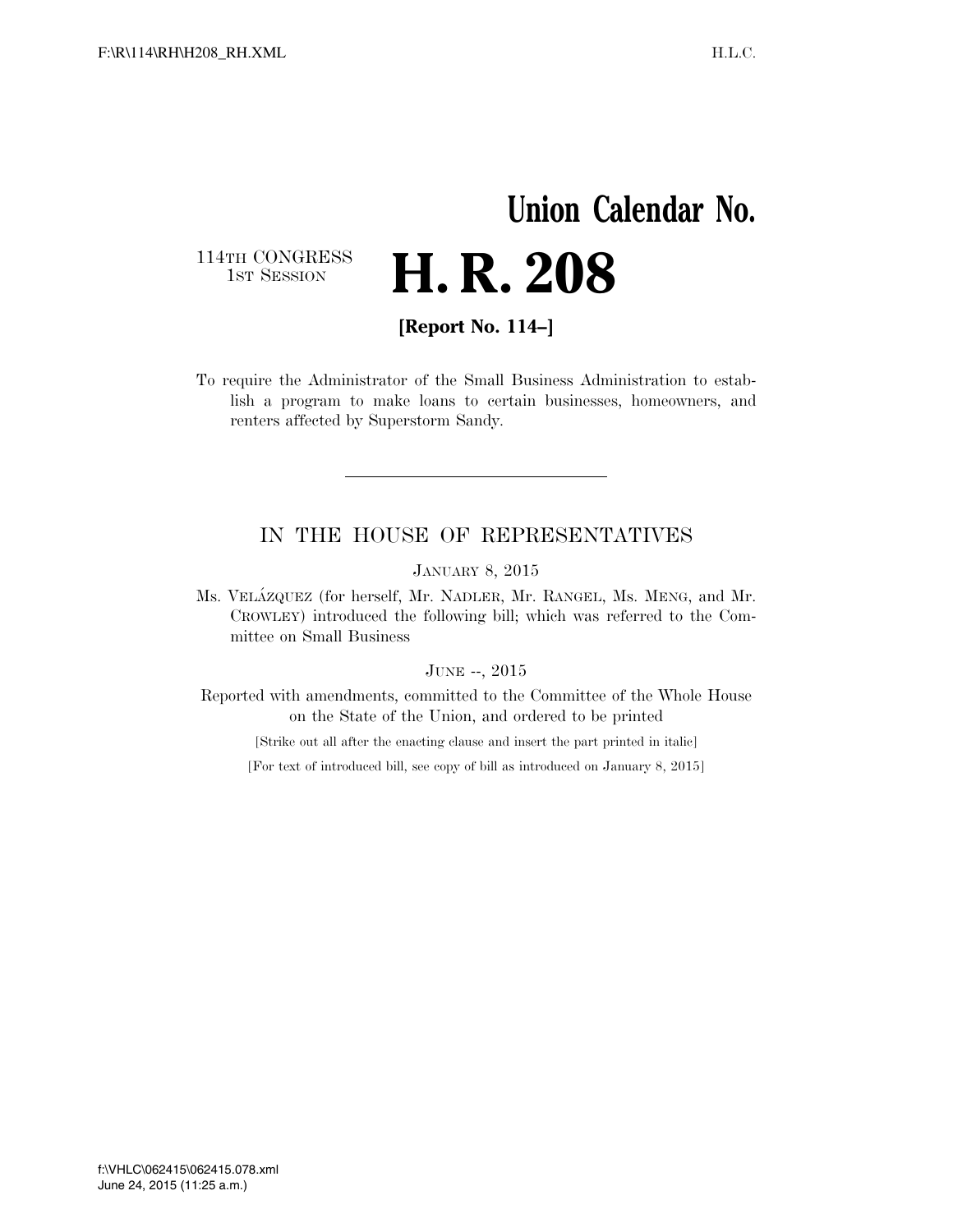# Union Calendar No.

114TH CONGRESS
1ST SESSION

# H. R. 208

**[Report No. 114–]**

To require the Administrator of the Small Business Administration to establish a program to make loans to certain businesses, homeowners, and renters affected by Superstorm Sandy.

---

## IN THE HOUSE OF REPRESENTATIVES

JANUARY 8, 2015

Ms. VELÁZQUEZ (for herself, Mr. NADLER, Mr. RANGEL, Ms. MENG, and Mr. CROWLEY) introduced the following bill; which was referred to the Committee on Small Business

JUNE --, 2015

Reported with amendments, committed to the Committee of the Whole House on the State of the Union, and ordered to be printed

[Strike out all after the enacting clause and insert the part printed in italic]

[For text of introduced bill, see copy of bill as introduced on January 8, 2015]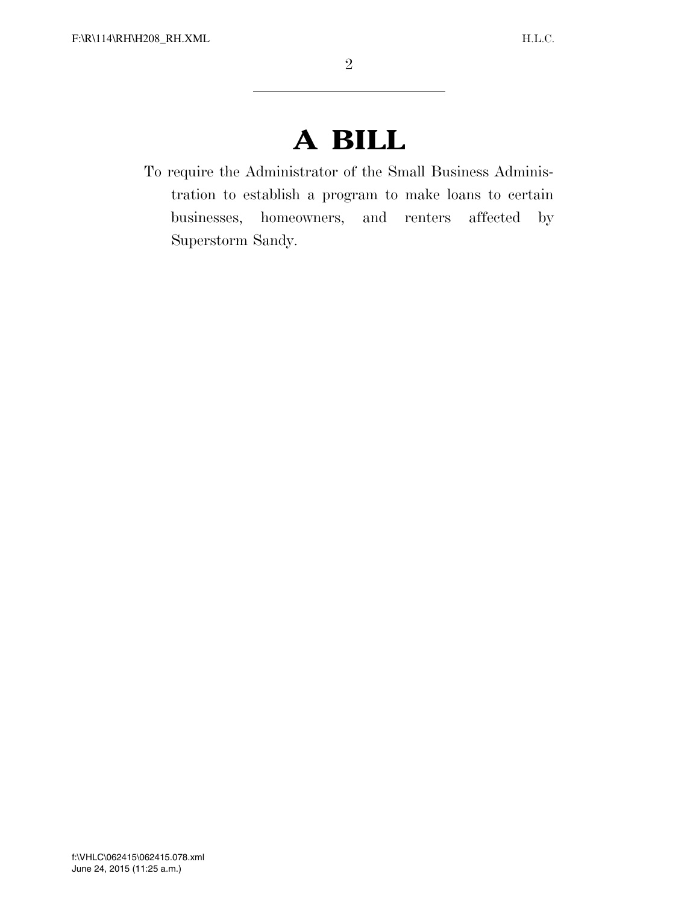# A BILL

To require the Administrator of the Small Business Administration to establish a program to make loans to certain businesses, homeowners, and renters affected by Superstorm Sandy.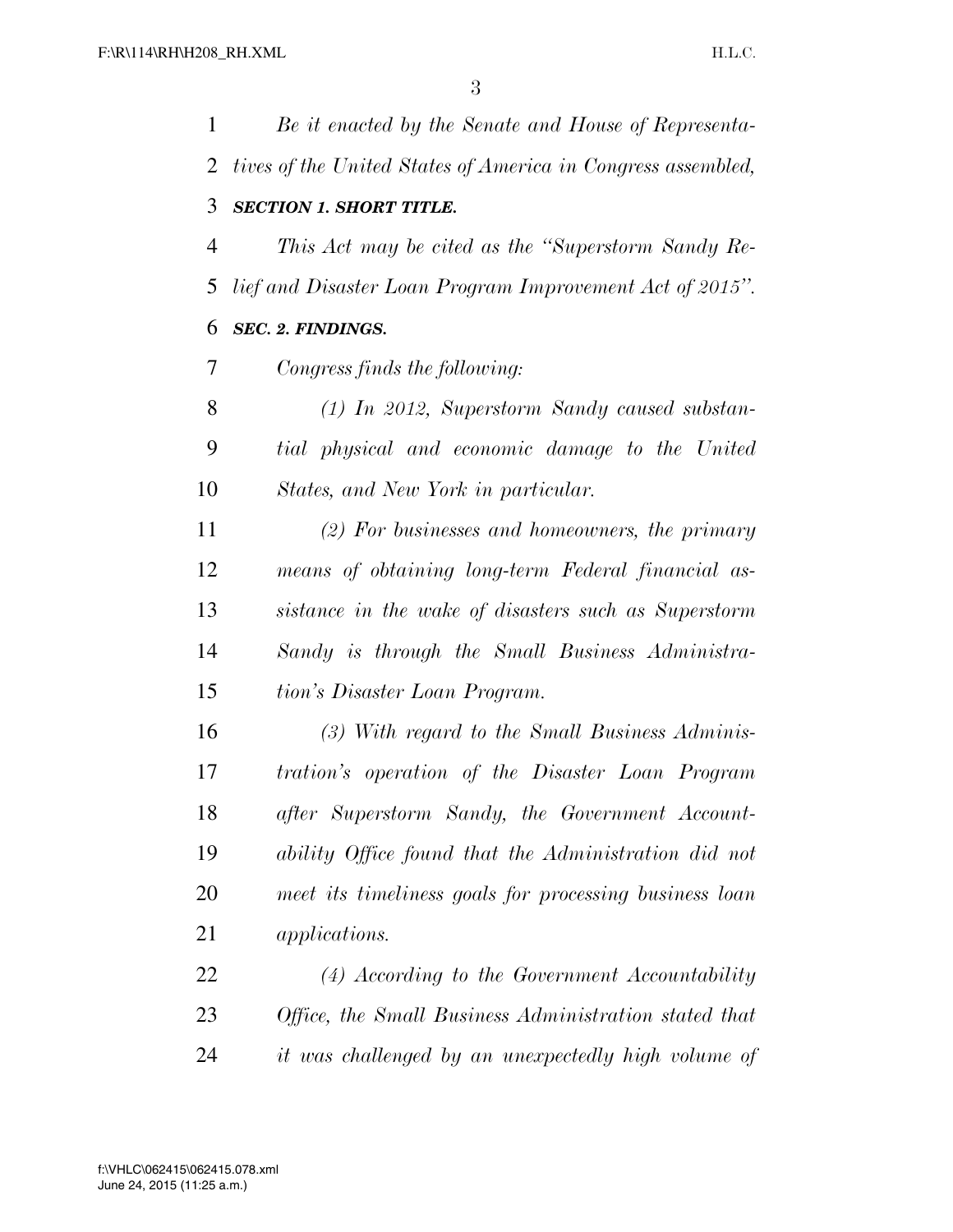*Be it enacted by the Senate and House of Representatives of the United States of America in Congress assembled,*

***SECTION 1. SHORT TITLE.***

*This Act may be cited as the "Superstorm Sandy Relief and Disaster Loan Program Improvement Act of 2015".*

***SEC. 2. FINDINGS.***

*Congress finds the following:*

*(1) In 2012, Superstorm Sandy caused substantial physical and economic damage to the United States, and New York in particular.*

*(2) For businesses and homeowners, the primary means of obtaining long-term Federal financial assistance in the wake of disasters such as Superstorm Sandy is through the Small Business Administration's Disaster Loan Program.*

*(3) With regard to the Small Business Administration's operation of the Disaster Loan Program after Superstorm Sandy, the Government Accountability Office found that the Administration did not meet its timeliness goals for processing business loan applications.*

*(4) According to the Government Accountability Office, the Small Business Administration stated that it was challenged by an unexpectedly high volume of*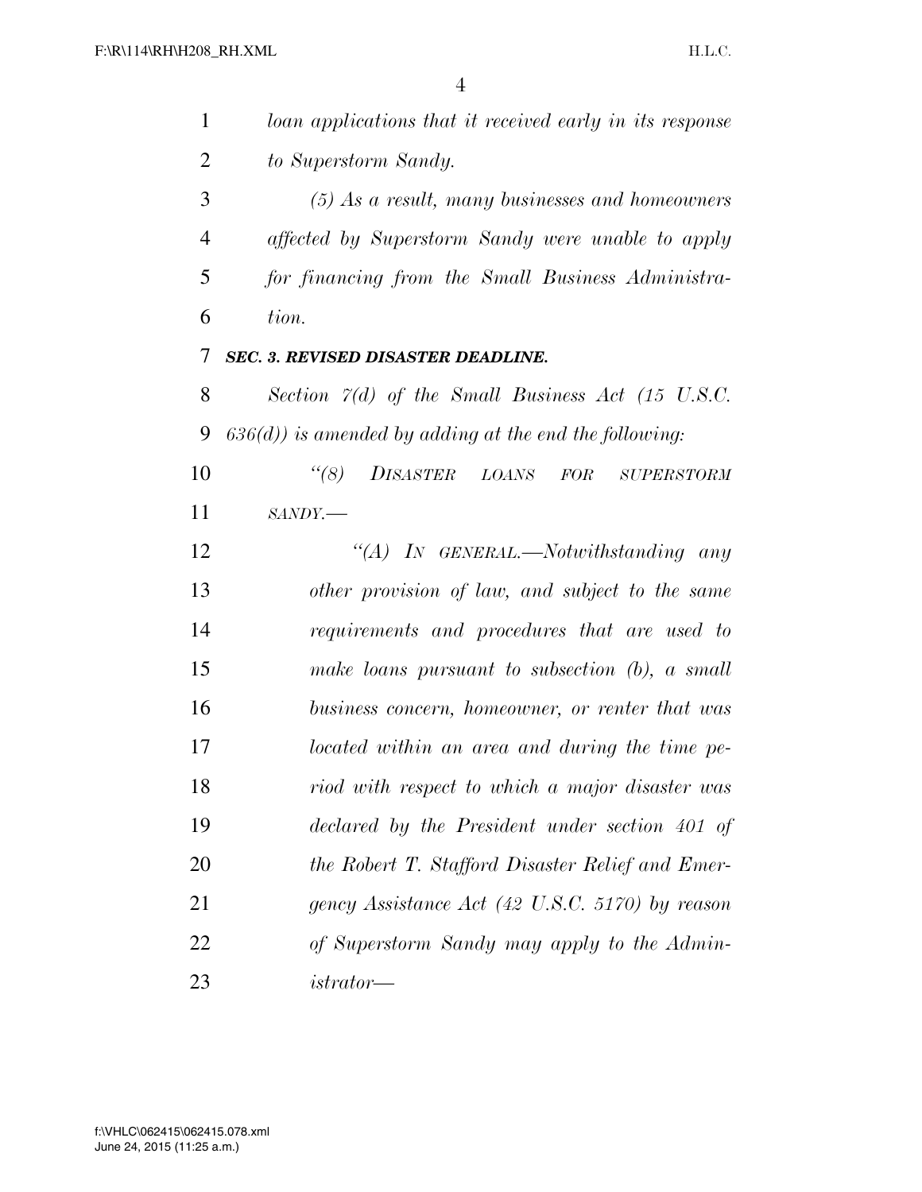*loan applications that it received early in its response to Superstorm Sandy.*

*(5) As a result, many businesses and homeowners affected by Superstorm Sandy were unable to apply for financing from the Small Business Administration.*

***SEC. 3. REVISED DISASTER DEADLINE.***

*Section 7(d) of the Small Business Act (15 U.S.C. 636(d)) is amended by adding at the end the following:*

*"(8) DISASTER LOANS FOR SUPERSTORM SANDY.—*

*"(A) IN GENERAL.—Notwithstanding any other provision of law, and subject to the same requirements and procedures that are used to make loans pursuant to subsection (b), a small business concern, homeowner, or renter that was located within an area and during the time period with respect to which a major disaster was declared by the President under section 401 of the Robert T. Stafford Disaster Relief and Emergency Assistance Act (42 U.S.C. 5170) by reason of Superstorm Sandy may apply to the Administrator—*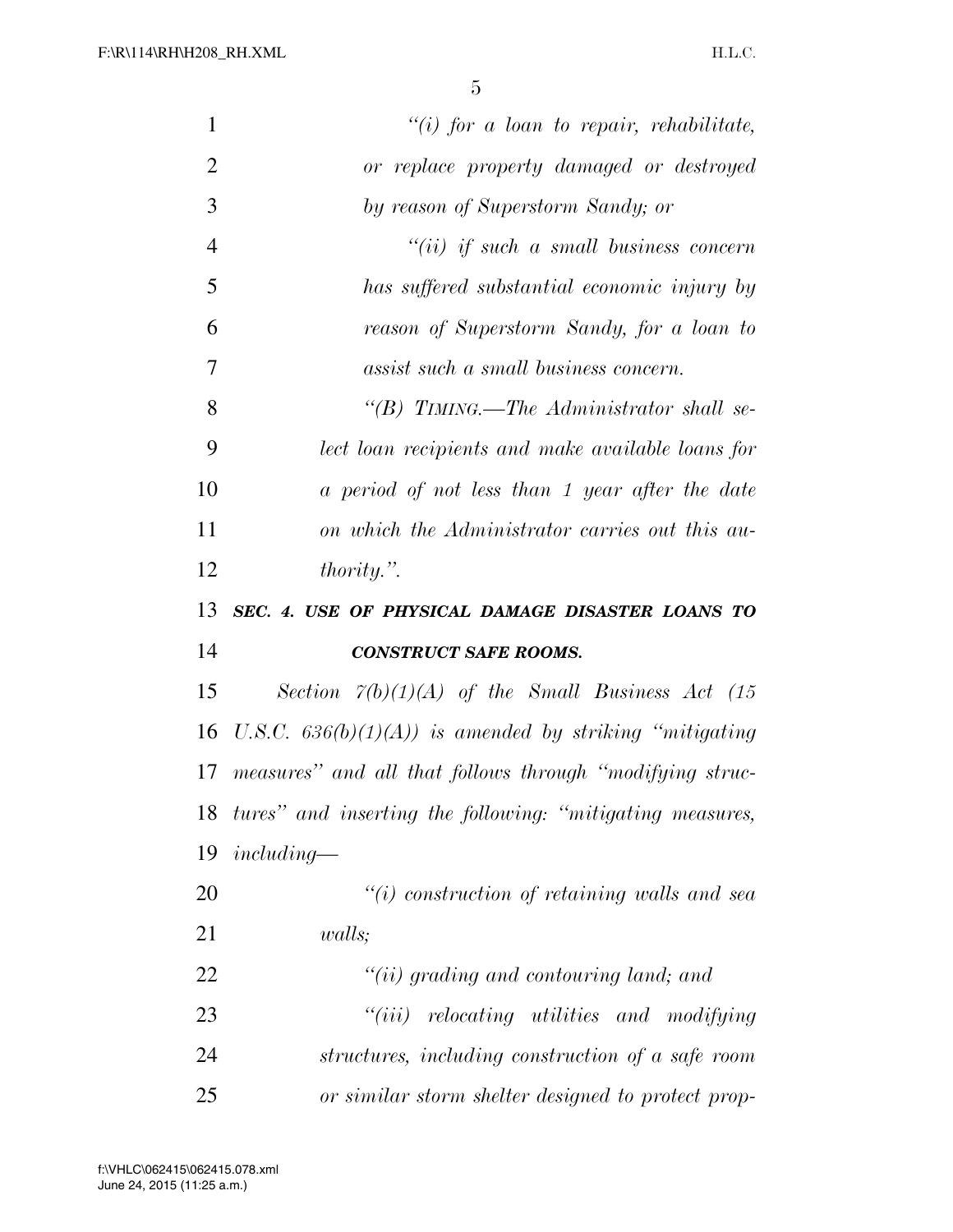*"(i) for a loan to repair, rehabilitate, or replace property damaged or destroyed by reason of Superstorm Sandy; or*

*"(ii) if such a small business concern has suffered substantial economic injury by reason of Superstorm Sandy, for a loan to assist such a small business concern.*

*"(B) TIMING.—The Administrator shall select loan recipients and make available loans for a period of not less than 1 year after the date on which the Administrator carries out this authority.".*

***SEC. 4. USE OF PHYSICAL DAMAGE DISASTER LOANS TO CONSTRUCT SAFE ROOMS.***

*Section 7(b)(1)(A) of the Small Business Act (15 U.S.C. 636(b)(1)(A)) is amended by striking "mitigating measures" and all that follows through "modifying structures" and inserting the following: "mitigating measures, including—*

*"(i) construction of retaining walls and sea walls;*

*"(ii) grading and contouring land; and*

*"(iii) relocating utilities and modifying structures, including construction of a safe room or similar storm shelter designed to protect prop-*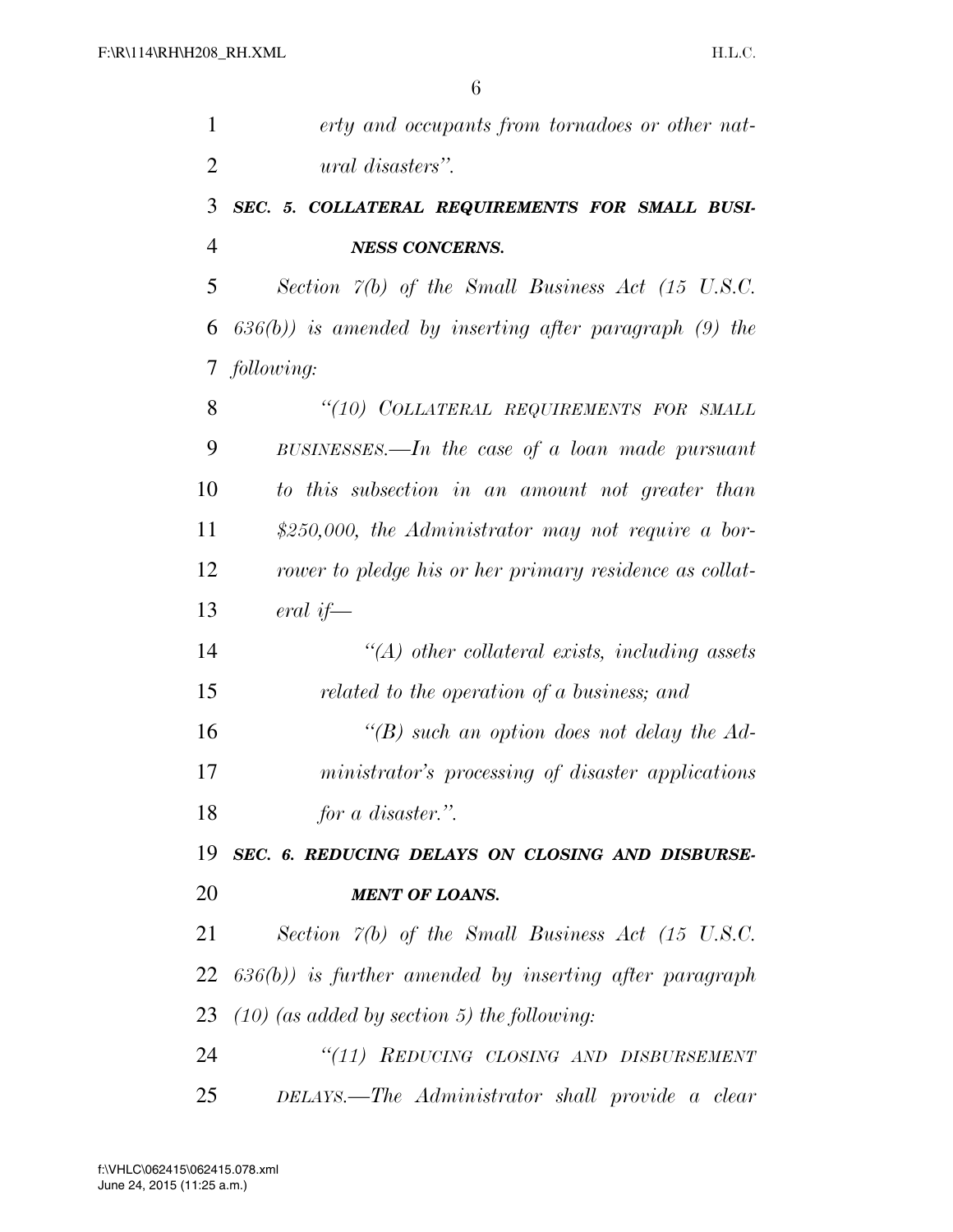*erty and occupants from tornadoes or other natural disasters".*

***SEC. 5. COLLATERAL REQUIREMENTS FOR SMALL BUSINESS CONCERNS.***

*Section 7(b) of the Small Business Act (15 U.S.C. 636(b)) is amended by inserting after paragraph (9) the following:*

*"(10) COLLATERAL REQUIREMENTS FOR SMALL BUSINESSES.—In the case of a loan made pursuant to this subsection in an amount not greater than $250,000, the Administrator may not require a borrower to pledge his or her primary residence as collateral if—*

*"(A) other collateral exists, including assets related to the operation of a business; and*

*"(B) such an option does not delay the Administrator's processing of disaster applications for a disaster.".*

***SEC. 6. REDUCING DELAYS ON CLOSING AND DISBURSEMENT OF LOANS.***

*Section 7(b) of the Small Business Act (15 U.S.C. 636(b)) is further amended by inserting after paragraph (10) (as added by section 5) the following:*

*"(11) REDUCING CLOSING AND DISBURSEMENT DELAYS.—The Administrator shall provide a clear*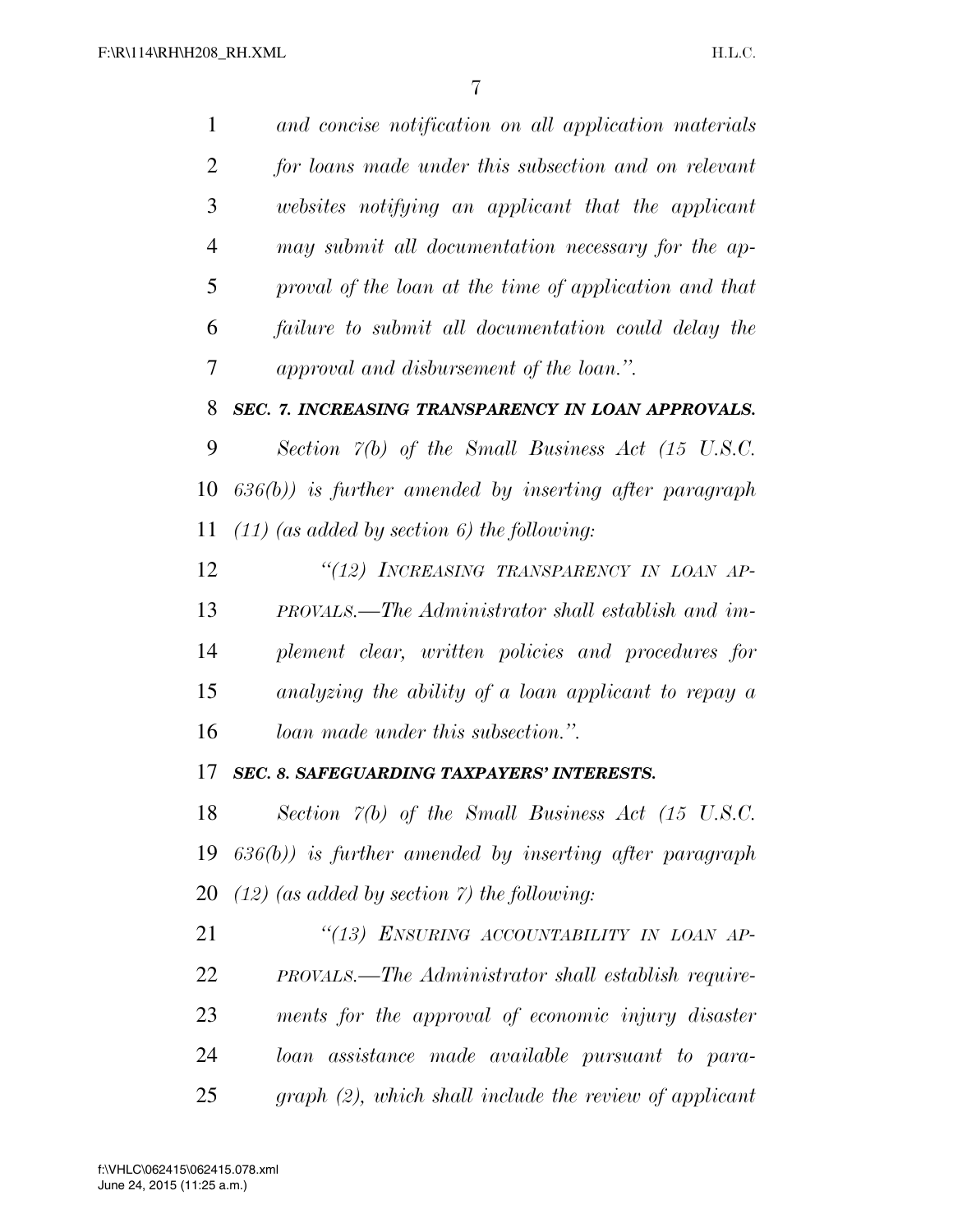*and concise notification on all application materials for loans made under this subsection and on relevant websites notifying an applicant that the applicant may submit all documentation necessary for the approval of the loan at the time of application and that failure to submit all documentation could delay the approval and disbursement of the loan.''.*

***SEC. 7. INCREASING TRANSPARENCY IN LOAN APPROVALS.***

*Section 7(b) of the Small Business Act (15 U.S.C. 636(b)) is further amended by inserting after paragraph (11) (as added by section 6) the following:*

*''(12) INCREASING TRANSPARENCY IN LOAN APPROVALS.—The Administrator shall establish and implement clear, written policies and procedures for analyzing the ability of a loan applicant to repay a loan made under this subsection.''.*

***SEC. 8. SAFEGUARDING TAXPAYERS' INTERESTS.***

*Section 7(b) of the Small Business Act (15 U.S.C. 636(b)) is further amended by inserting after paragraph (12) (as added by section 7) the following:*

*''(13) ENSURING ACCOUNTABILITY IN LOAN APPROVALS.—The Administrator shall establish requirements for the approval of economic injury disaster loan assistance made available pursuant to paragraph (2), which shall include the review of applicant*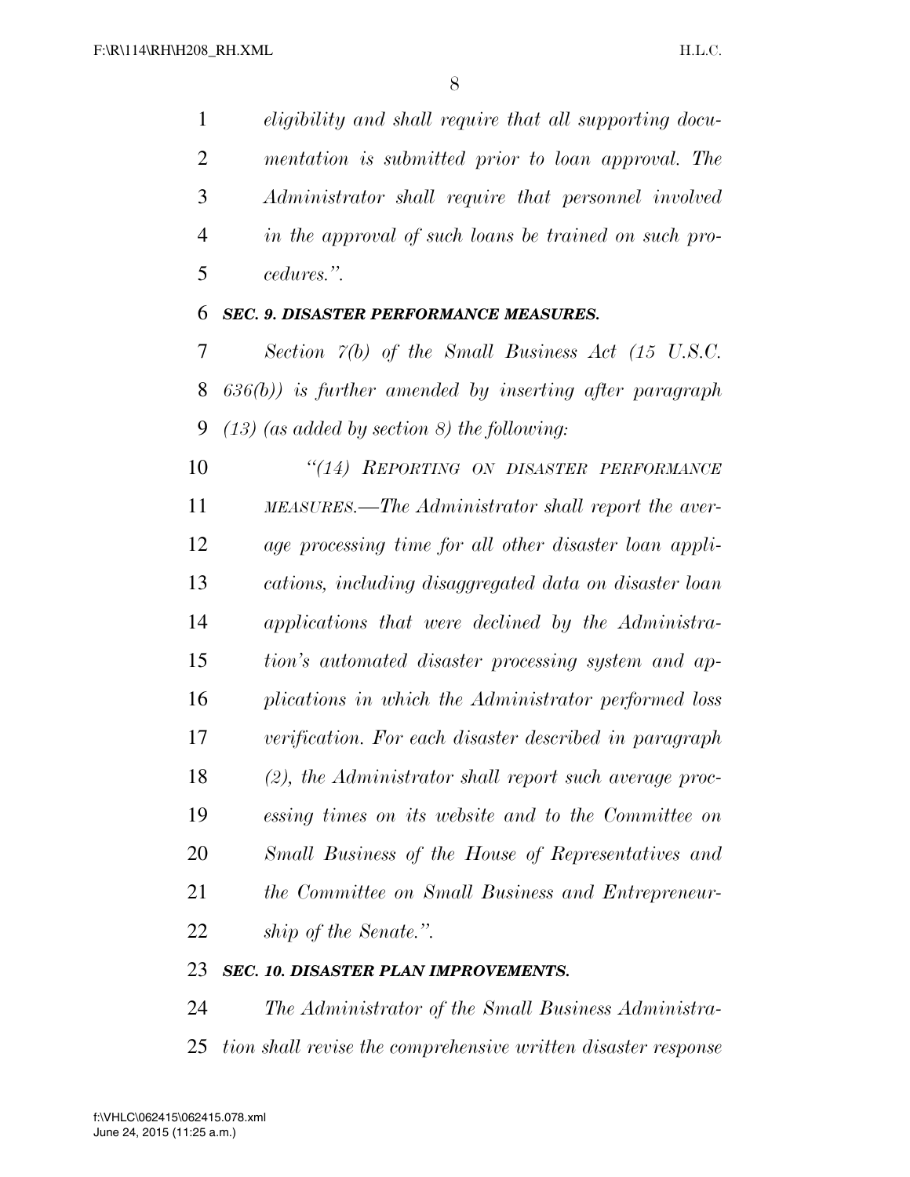*eligibility and shall require that all supporting documentation is submitted prior to loan approval. The Administrator shall require that personnel involved in the approval of such loans be trained on such procedures.".*

### ***SEC. 9. DISASTER PERFORMANCE MEASURES.***

*Section 7(b) of the Small Business Act (15 U.S.C. 636(b)) is further amended by inserting after paragraph (13) (as added by section 8) the following:*

*"(14) REPORTING ON DISASTER PERFORMANCE MEASURES.—The Administrator shall report the average processing time for all other disaster loan applications, including disaggregated data on disaster loan applications that were declined by the Administration's automated disaster processing system and applications in which the Administrator performed loss verification. For each disaster described in paragraph (2), the Administrator shall report such average processing times on its website and to the Committee on Small Business of the House of Representatives and the Committee on Small Business and Entrepreneurship of the Senate.".*

### ***SEC. 10. DISASTER PLAN IMPROVEMENTS.***

*The Administrator of the Small Business Administration shall revise the comprehensive written disaster response*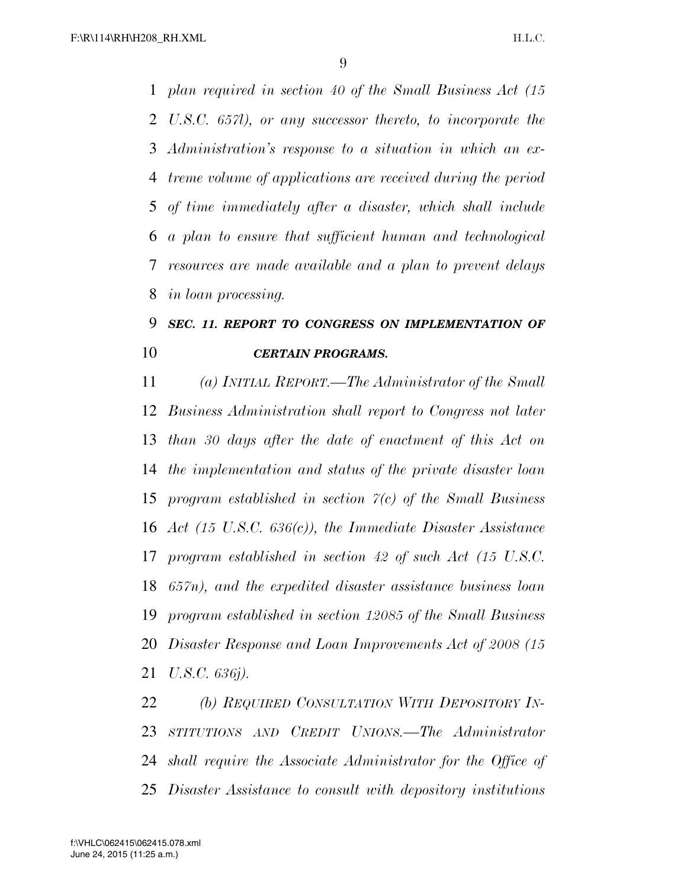*plan required in section 40 of the Small Business Act (15 U.S.C. 657l), or any successor thereto, to incorporate the Administration's response to a situation in which an extreme volume of applications are received during the period of time immediately after a disaster, which shall include a plan to ensure that sufficient human and technological resources are made available and a plan to prevent delays in loan processing.*

***SEC. 11. REPORT TO CONGRESS ON IMPLEMENTATION OF CERTAIN PROGRAMS.***

*(a) INITIAL REPORT.—The Administrator of the Small Business Administration shall report to Congress not later than 30 days after the date of enactment of this Act on the implementation and status of the private disaster loan program established in section 7(c) of the Small Business Act (15 U.S.C. 636(c)), the Immediate Disaster Assistance program established in section 42 of such Act (15 U.S.C. 657n), and the expedited disaster assistance business loan program established in section 12085 of the Small Business Disaster Response and Loan Improvements Act of 2008 (15 U.S.C. 636j).*

*(b) REQUIRED CONSULTATION WITH DEPOSITORY INSTITUTIONS AND CREDIT UNIONS.—The Administrator shall require the Associate Administrator for the Office of Disaster Assistance to consult with depository institutions*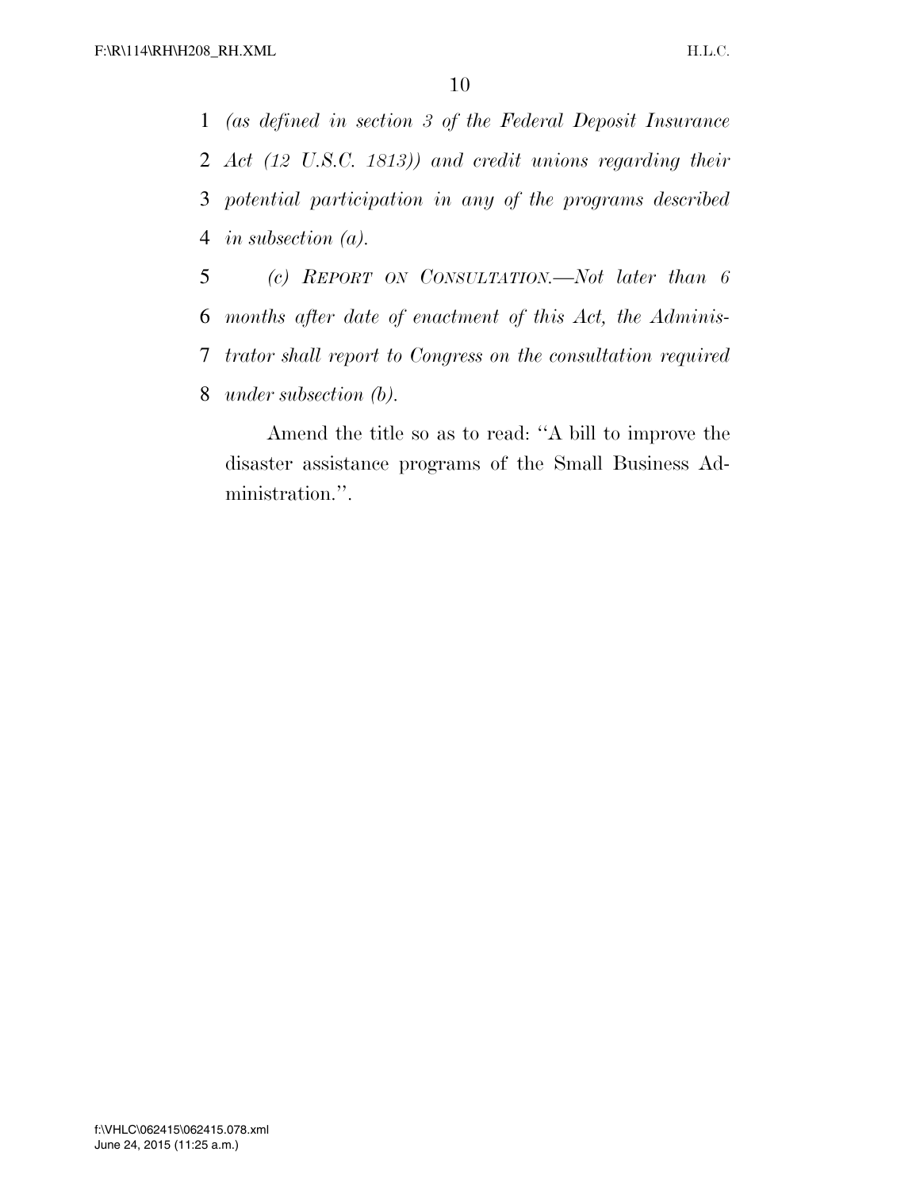*(as defined in section 3 of the Federal Deposit Insurance Act (12 U.S.C. 1813)) and credit unions regarding their potential participation in any of the programs described in subsection (a).*

*(c) REPORT ON CONSULTATION.—Not later than 6 months after date of enactment of this Act, the Administrator shall report to Congress on the consultation required under subsection (b).*

Amend the title so as to read: ''A bill to improve the disaster assistance programs of the Small Business Administration.''.